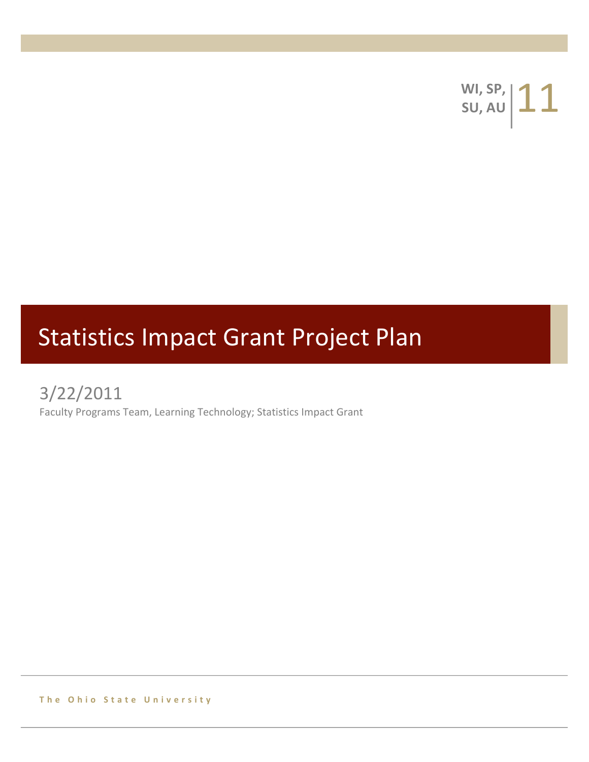WI, SP, SU, AU | 11

# Statistics Impact Grant Project Plan

3/22/2011

Faculty Programs Team, Learning Technology; Statistics Impact Grant

The Ohio State University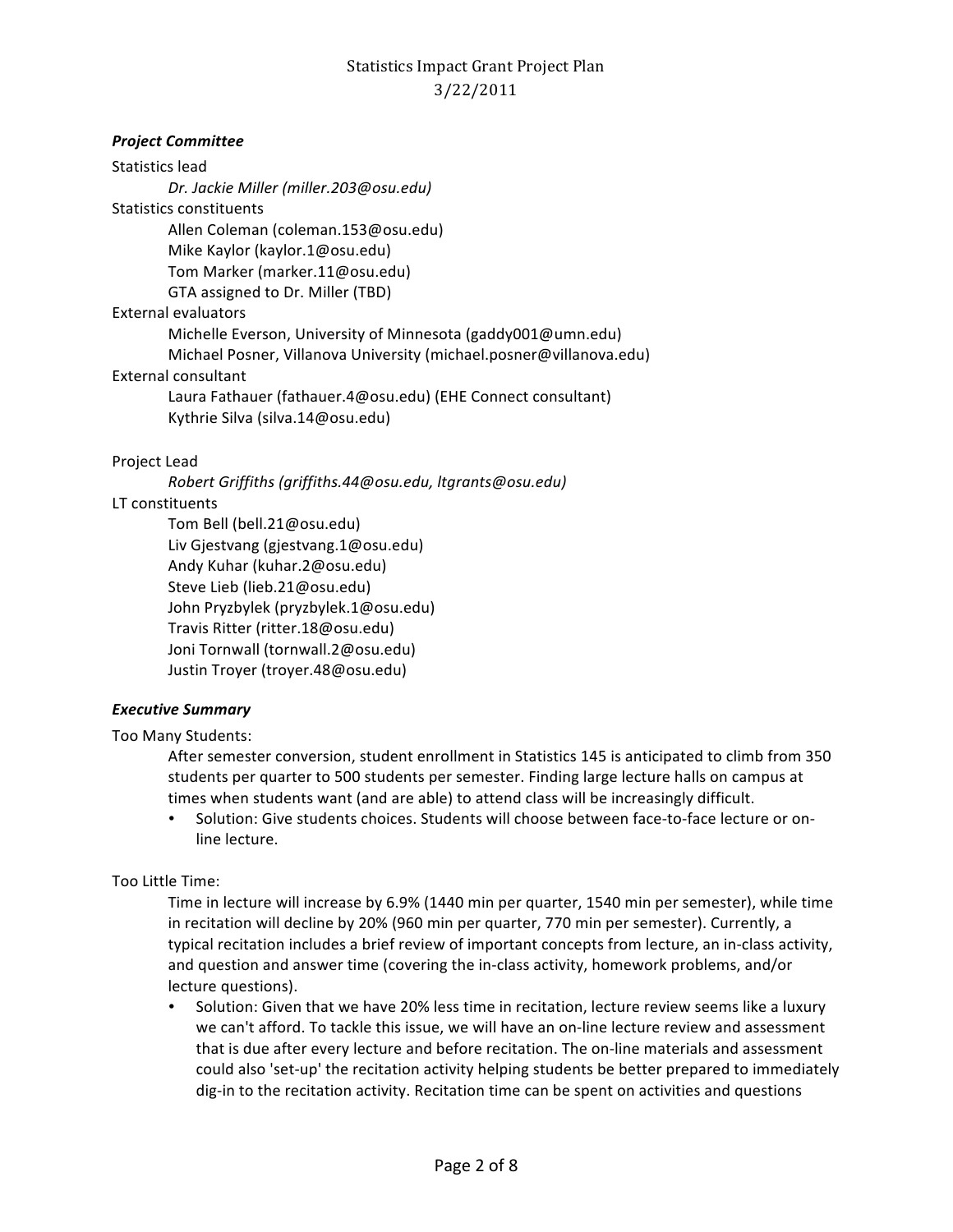### *Project Committee*

Statistics lead

*Dr. Jackie Miller (miller.203@osu.edu)*

Statistics constituents

- Allen Coleman (coleman.153@osu.edu)
- Mike Kaylor (kaylor.1@osu.edu)
- Tom Marker (marker.11@osu.edu)
- GTA assigned to Dr. Miller (TBD)

External evaluators

- Michelle Everson, University of Minnesota (gaddy001@umn.edu)
- Michael Posner, Villanova University (michael.posner@villanova.edu)

External consultant

- Laura Fathauer (fathauer.4@osu.edu) (EHE Connect consultant)
- Kythrie Silva (silva.14@osu.edu)

Project Lead

*Robert Griffiths (griffiths.44@osu.edu, ltgrants@osu.edu)*

LT constituents

- Tom Bell (bell.21@osu.edu)
- Liv Gjestvang (gjestvang.1@osu.edu)
- Andy Kuhar (kuhar.2@osu.edu)
- Steve Lieb (lieb.21@osu.edu)
- John Pryzbylek (pryzbylek.1@osu.edu)
- Travis Ritter (ritter.18@osu.edu)
- Joni Tornwall (tornwall.2@osu.edu)
- Justin Troyer (troyer.48@osu.edu)

### *Executive Summary*

Too Many Students:

After semester conversion, student enrollment in Statistics 145 is anticipated to climb from 350 students per quarter to 500 students per semester. Finding large lecture halls on campus at times when students want (and are able) to attend class will be increasingly difficult.

- Solution: Give students choices. Students will choose between face-to-face lecture or on-line lecture.

Too Little Time:

Time in lecture will increase by 6.9% (1440 min per quarter, 1540 min per semester), while time in recitation will decline by 20% (960 min per quarter, 770 min per semester). Currently, a typical recitation includes a brief review of important concepts from lecture, an in-class activity, and question and answer time (covering the in-class activity, homework problems, and/or lecture questions).

- Solution: Given that we have 20% less time in recitation, lecture review seems like a luxury we can't afford. To tackle this issue, we will have an on-line lecture review and assessment that is due after every lecture and before recitation. The on-line materials and assessment could also 'set-up' the recitation activity helping students be better prepared to immediately dig-in to the recitation activity. Recitation time can be spent on activities and questions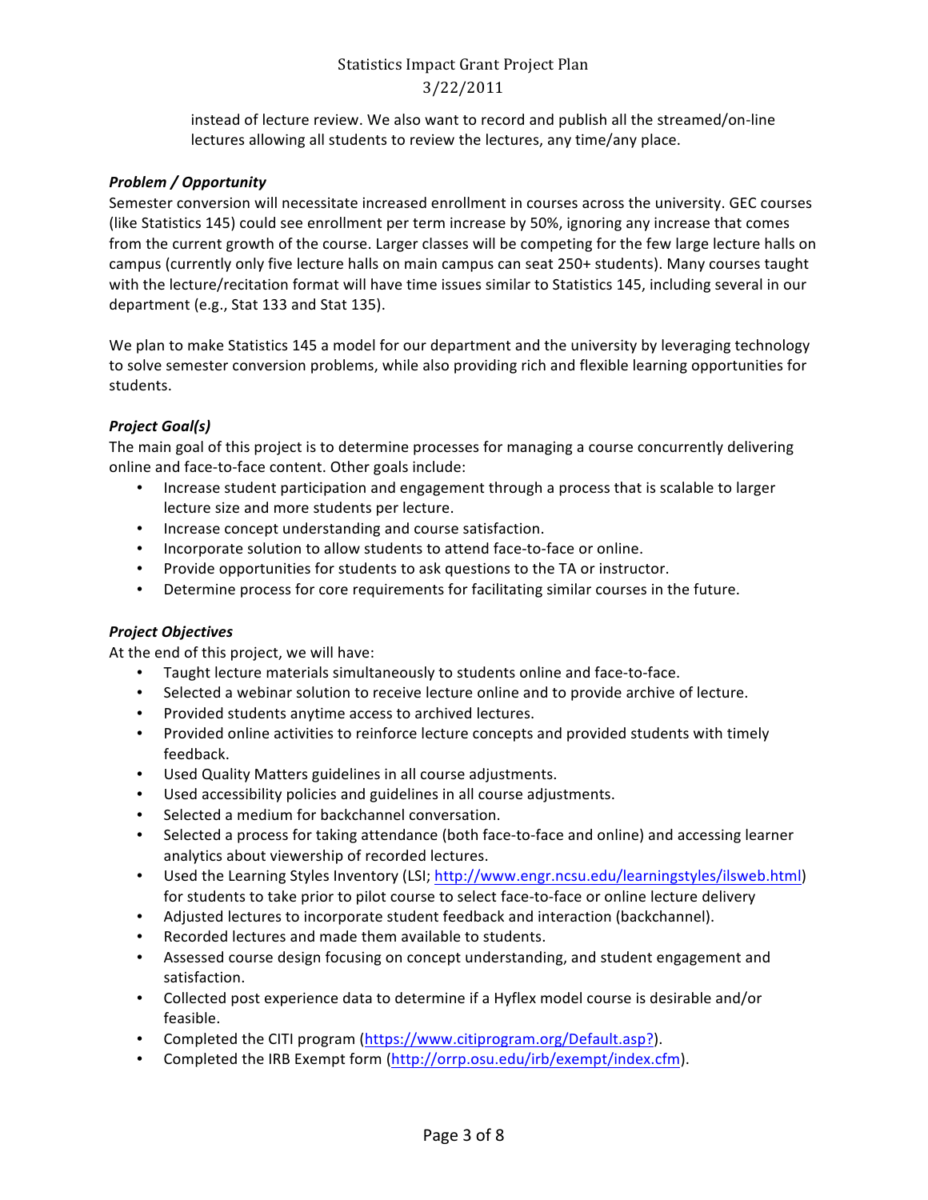instead of lecture review. We also want to record and publish all the streamed/on-line lectures allowing all students to review the lectures, any time/any place.

***Problem / Opportunity***

Semester conversion will necessitate increased enrollment in courses across the university. GEC courses (like Statistics 145) could see enrollment per term increase by 50%, ignoring any increase that comes from the current growth of the course. Larger classes will be competing for the few large lecture halls on campus (currently only five lecture halls on main campus can seat 250+ students). Many courses taught with the lecture/recitation format will have time issues similar to Statistics 145, including several in our department (e.g., Stat 133 and Stat 135).

We plan to make Statistics 145 a model for our department and the university by leveraging technology to solve semester conversion problems, while also providing rich and flexible learning opportunities for students.

***Project Goal(s)***

The main goal of this project is to determine processes for managing a course concurrently delivering online and face-to-face content. Other goals include:

- Increase student participation and engagement through a process that is scalable to larger lecture size and more students per lecture.
- Increase concept understanding and course satisfaction.
- Incorporate solution to allow students to attend face-to-face or online.
- Provide opportunities for students to ask questions to the TA or instructor.
- Determine process for core requirements for facilitating similar courses in the future.

***Project Objectives***

At the end of this project, we will have:

- Taught lecture materials simultaneously to students online and face-to-face.
- Selected a webinar solution to receive lecture online and to provide archive of lecture.
- Provided students anytime access to archived lectures.
- Provided online activities to reinforce lecture concepts and provided students with timely feedback.
- Used Quality Matters guidelines in all course adjustments.
- Used accessibility policies and guidelines in all course adjustments.
- Selected a medium for backchannel conversation.
- Selected a process for taking attendance (both face-to-face and online) and accessing learner analytics about viewership of recorded lectures.
- Used the Learning Styles Inventory (LSI; http://www.engr.ncsu.edu/learningstyles/ilsweb.html) for students to take prior to pilot course to select face-to-face or online lecture delivery
- Adjusted lectures to incorporate student feedback and interaction (backchannel).
- Recorded lectures and made them available to students.
- Assessed course design focusing on concept understanding, and student engagement and satisfaction.
- Collected post experience data to determine if a Hyflex model course is desirable and/or feasible.
- Completed the CITI program (https://www.citiprogram.org/Default.asp?).
- Completed the IRB Exempt form (http://orrp.osu.edu/irb/exempt/index.cfm).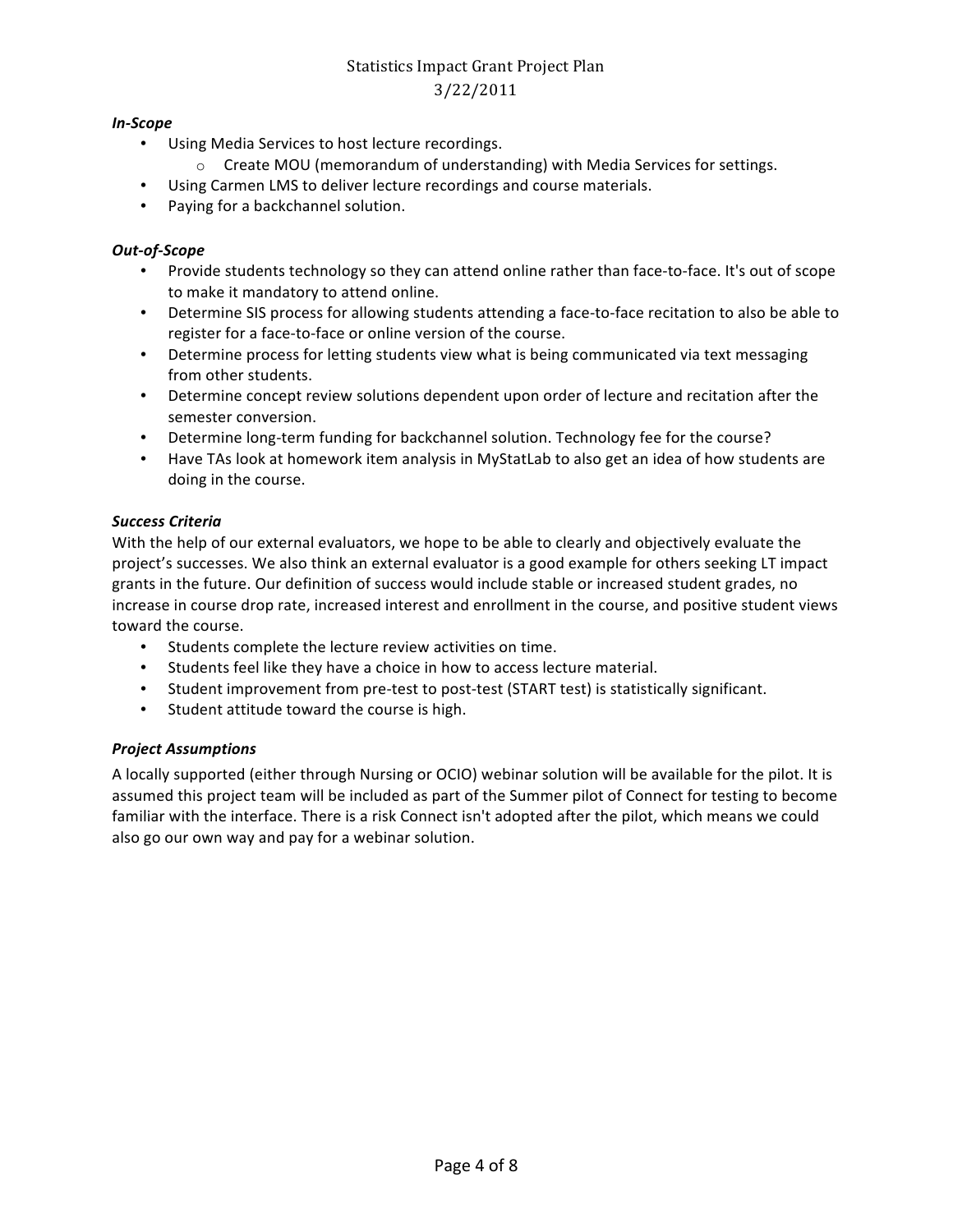***In-Scope***

- Using Media Services to host lecture recordings.
    - Create MOU (memorandum of understanding) with Media Services for settings.
- Using Carmen LMS to deliver lecture recordings and course materials.
- Paying for a backchannel solution.

***Out-of-Scope***

- Provide students technology so they can attend online rather than face-to-face. It's out of scope to make it mandatory to attend online.
- Determine SIS process for allowing students attending a face-to-face recitation to also be able to register for a face-to-face or online version of the course.
- Determine process for letting students view what is being communicated via text messaging from other students.
- Determine concept review solutions dependent upon order of lecture and recitation after the semester conversion.
- Determine long-term funding for backchannel solution. Technology fee for the course?
- Have TAs look at homework item analysis in MyStatLab to also get an idea of how students are doing in the course.

***Success Criteria***

With the help of our external evaluators, we hope to be able to clearly and objectively evaluate the project's successes. We also think an external evaluator is a good example for others seeking LT impact grants in the future. Our definition of success would include stable or increased student grades, no increase in course drop rate, increased interest and enrollment in the course, and positive student views toward the course.

- Students complete the lecture review activities on time.
- Students feel like they have a choice in how to access lecture material.
- Student improvement from pre-test to post-test (START test) is statistically significant.
- Student attitude toward the course is high.

***Project Assumptions***

A locally supported (either through Nursing or OCIO) webinar solution will be available for the pilot. It is assumed this project team will be included as part of the Summer pilot of Connect for testing to become familiar with the interface. There is a risk Connect isn't adopted after the pilot, which means we could also go our own way and pay for a webinar solution.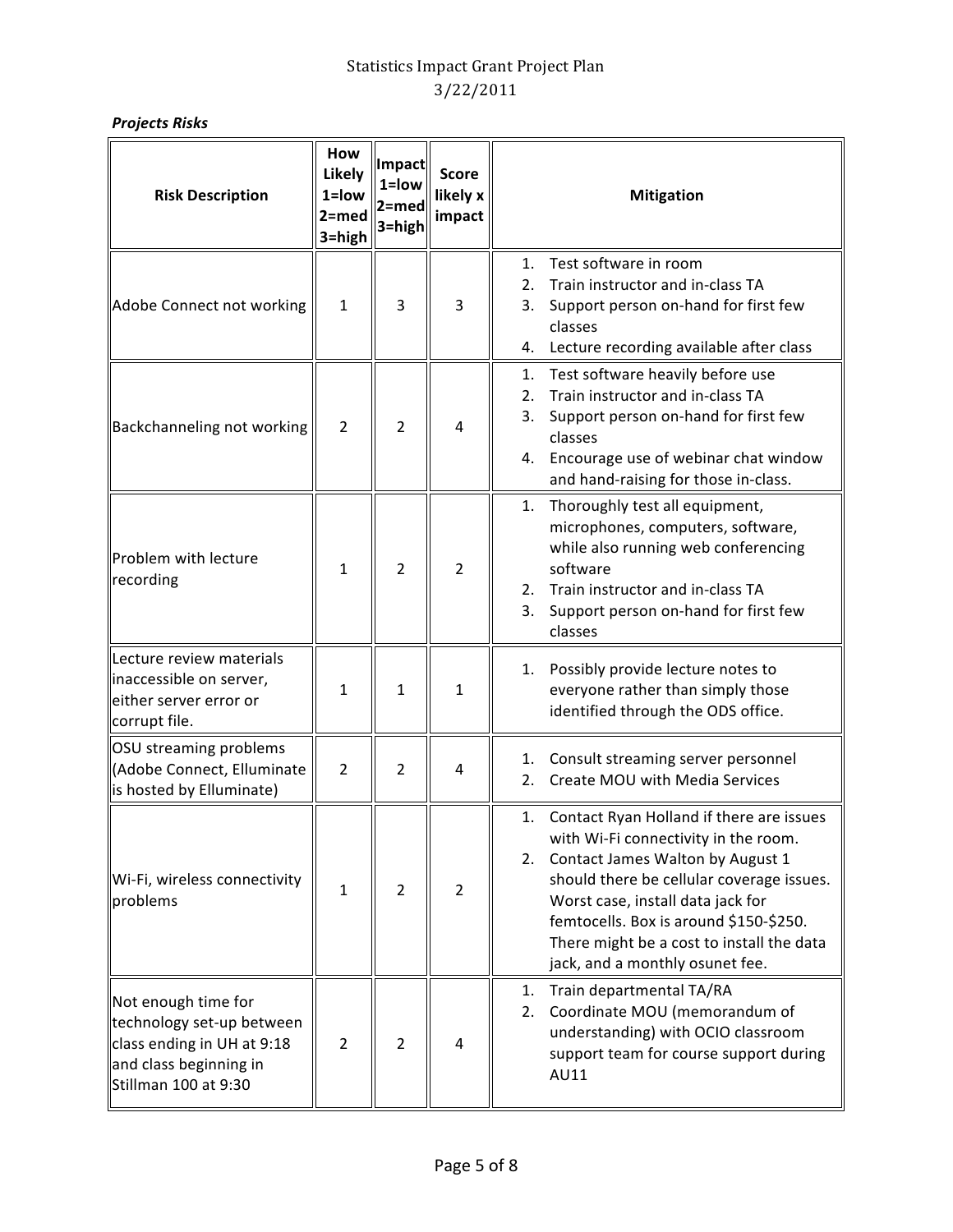*Projects Risks*

| Risk Description | How Likely 1=low 2=med 3=high | Impact 1=low 2=med 3=high | Score likely x impact | Mitigation |
|---|---|---|---|---|
| Adobe Connect not working | 1 | 3 | 3 | 1. Test software in room<br>2. Train instructor and in-class TA<br>3. Support person on-hand for first few classes<br>4. Lecture recording available after class |
| Backchanneling not working | 2 | 2 | 4 | 1. Test software heavily before use<br>2. Train instructor and in-class TA<br>3. Support person on-hand for first few classes<br>4. Encourage use of webinar chat window and hand-raising for those in-class. |
| Problem with lecture recording | 1 | 2 | 2 | 1. Thoroughly test all equipment, microphones, computers, software, while also running web conferencing software<br>2. Train instructor and in-class TA<br>3. Support person on-hand for first few classes |
| Lecture review materials inaccessible on server, either server error or corrupt file. | 1 | 1 | 1 | 1. Possibly provide lecture notes to everyone rather than simply those identified through the ODS office. |
| OSU streaming problems (Adobe Connect, Elluminate is hosted by Elluminate) | 2 | 2 | 4 | 1. Consult streaming server personnel<br>2. Create MOU with Media Services |
| Wi-Fi, wireless connectivity problems | 1 | 2 | 2 | 1. Contact Ryan Holland if there are issues with Wi-Fi connectivity in the room.<br>2. Contact James Walton by August 1 should there be cellular coverage issues. Worst case, install data jack for femtocells. Box is around $150-$250. There might be a cost to install the data jack, and a monthly osunet fee. |
| Not enough time for technology set-up between class ending in UH at 9:18 and class beginning in Stillman 100 at 9:30 | 2 | 2 | 4 | 1. Train departmental TA/RA<br>2. Coordinate MOU (memorandum of understanding) with OCIO classroom support team for course support during AU11 |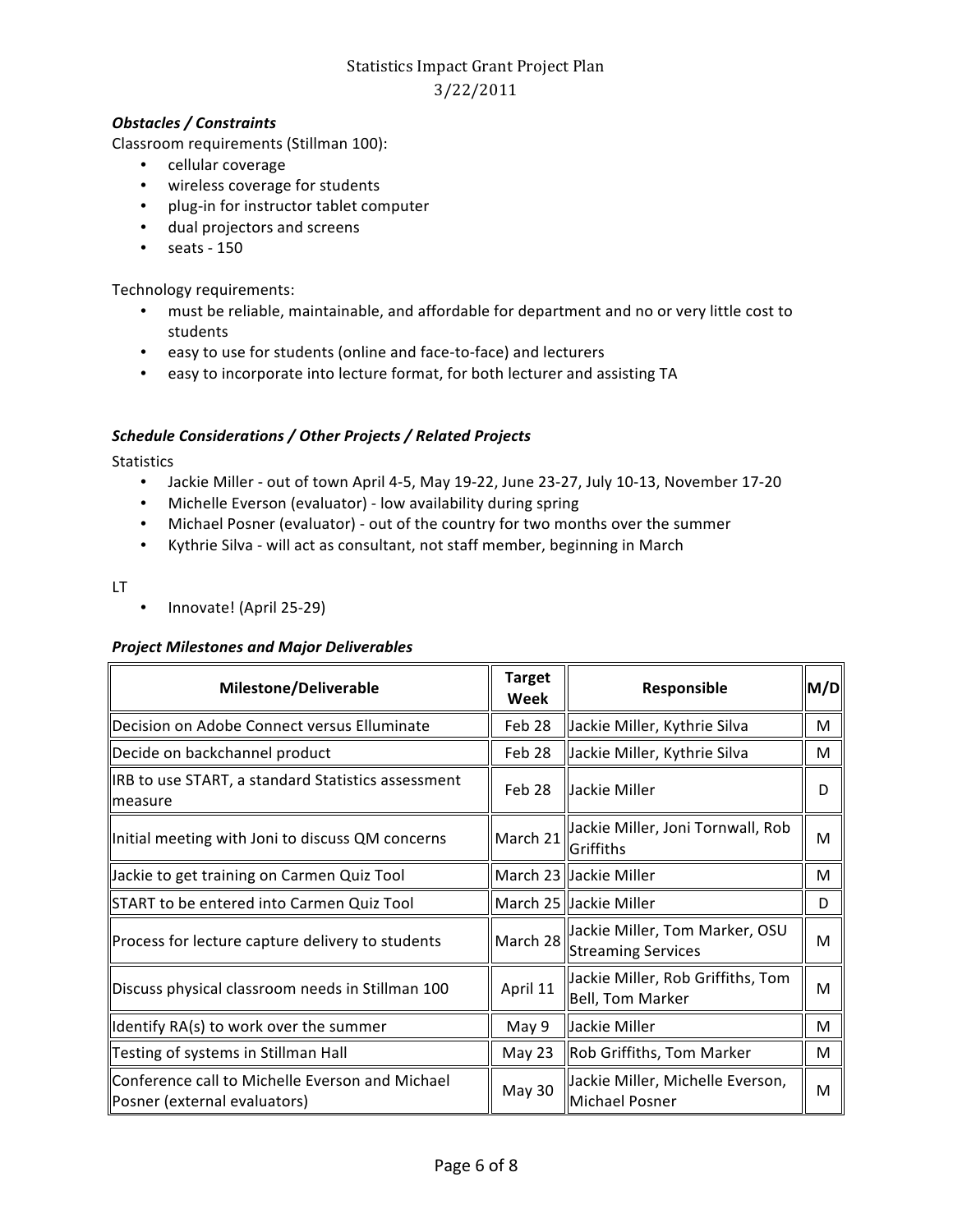### *Obstacles / Constraints*

Classroom requirements (Stillman 100):

- cellular coverage
- wireless coverage for students
- plug-in for instructor tablet computer
- dual projectors and screens
- seats - 150

Technology requirements:

- must be reliable, maintainable, and affordable for department and no or very little cost to students
- easy to use for students (online and face-to-face) and lecturers
- easy to incorporate into lecture format, for both lecturer and assisting TA

### *Schedule Considerations / Other Projects / Related Projects*

Statistics

- Jackie Miller - out of town April 4-5, May 19-22, June 23-27, July 10-13, November 17-20
- Michelle Everson (evaluator) - low availability during spring
- Michael Posner (evaluator) - out of the country for two months over the summer
- Kythrie Silva - will act as consultant, not staff member, beginning in March

LT

- Innovate! (April 25-29)

### *Project Milestones and Major Deliverables*

| Milestone/Deliverable | Target Week | Responsible | M/D |
|---|---|---|---|
| Decision on Adobe Connect versus Elluminate | Feb 28 | Jackie Miller, Kythrie Silva | M |
| Decide on backchannel product | Feb 28 | Jackie Miller, Kythrie Silva | M |
| IRB to use START, a standard Statistics assessment measure | Feb 28 | Jackie Miller | D |
| Initial meeting with Joni to discuss QM concerns | March 21 | Jackie Miller, Joni Tornwall, Rob Griffiths | M |
| Jackie to get training on Carmen Quiz Tool | March 23 | Jackie Miller | M |
| START to be entered into Carmen Quiz Tool | March 25 | Jackie Miller | D |
| Process for lecture capture delivery to students | March 28 | Jackie Miller, Tom Marker, OSU Streaming Services | M |
| Discuss physical classroom needs in Stillman 100 | April 11 | Jackie Miller, Rob Griffiths, Tom Bell, Tom Marker | M |
| Identify RA(s) to work over the summer | May 9 | Jackie Miller | M |
| Testing of systems in Stillman Hall | May 23 | Rob Griffiths, Tom Marker | M |
| Conference call to Michelle Everson and Michael Posner (external evaluators) | May 30 | Jackie Miller, Michelle Everson, Michael Posner | M |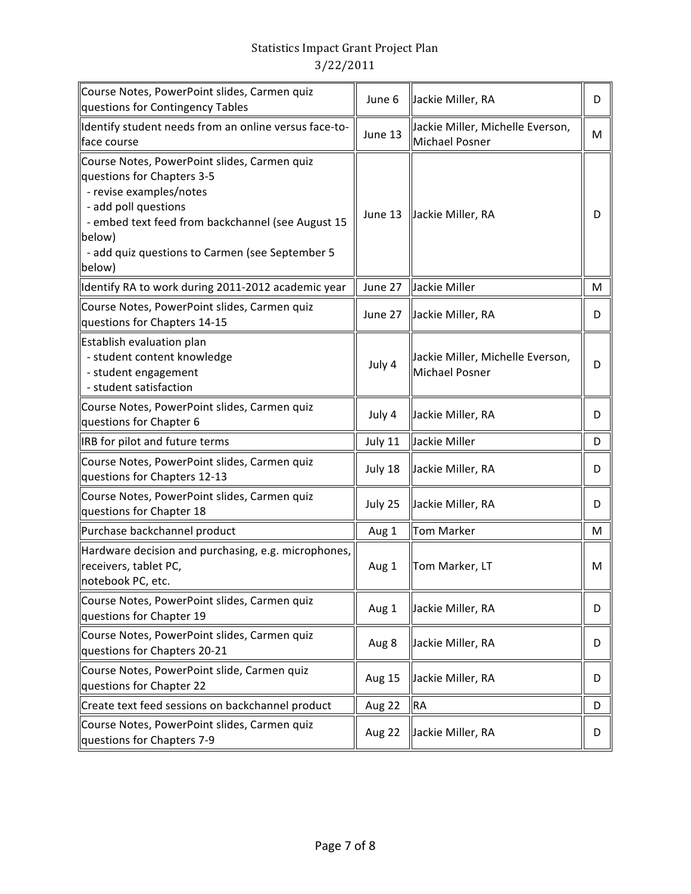| | | | |
|---|---|---|---|
| Course Notes, PowerPoint slides, Carmen quiz questions for Contingency Tables | June 6 | Jackie Miller, RA | D |
| Identify student needs from an online versus face-to-face course | June 13 | Jackie Miller, Michelle Everson, Michael Posner | M |
| Course Notes, PowerPoint slides, Carmen quiz questions for Chapters 3-5<br>- revise examples/notes<br>- add poll questions<br>- embed text feed from backchannel (see August 15 below)<br>- add quiz questions to Carmen (see September 5 below) | June 13 | Jackie Miller, RA | D |
| Identify RA to work during 2011-2012 academic year | June 27 | Jackie Miller | M |
| Course Notes, PowerPoint slides, Carmen quiz questions for Chapters 14-15 | June 27 | Jackie Miller, RA | D |
| Establish evaluation plan<br>- student content knowledge<br>- student engagement<br>- student satisfaction | July 4 | Jackie Miller, Michelle Everson, Michael Posner | D |
| Course Notes, PowerPoint slides, Carmen quiz questions for Chapter 6 | July 4 | Jackie Miller, RA | D |
| IRB for pilot and future terms | July 11 | Jackie Miller | D |
| Course Notes, PowerPoint slides, Carmen quiz questions for Chapters 12-13 | July 18 | Jackie Miller, RA | D |
| Course Notes, PowerPoint slides, Carmen quiz questions for Chapter 18 | July 25 | Jackie Miller, RA | D |
| Purchase backchannel product | Aug 1 | Tom Marker | M |
| Hardware decision and purchasing, e.g. microphones, receivers, tablet PC, notebook PC, etc. | Aug 1 | Tom Marker, LT | M |
| Course Notes, PowerPoint slides, Carmen quiz questions for Chapter 19 | Aug 1 | Jackie Miller, RA | D |
| Course Notes, PowerPoint slides, Carmen quiz questions for Chapters 20-21 | Aug 8 | Jackie Miller, RA | D |
| Course Notes, PowerPoint slide, Carmen quiz questions for Chapter 22 | Aug 15 | Jackie Miller, RA | D |
| Create text feed sessions on backchannel product | Aug 22 | RA | D |
| Course Notes, PowerPoint slides, Carmen quiz questions for Chapters 7-9 | Aug 22 | Jackie Miller, RA | D |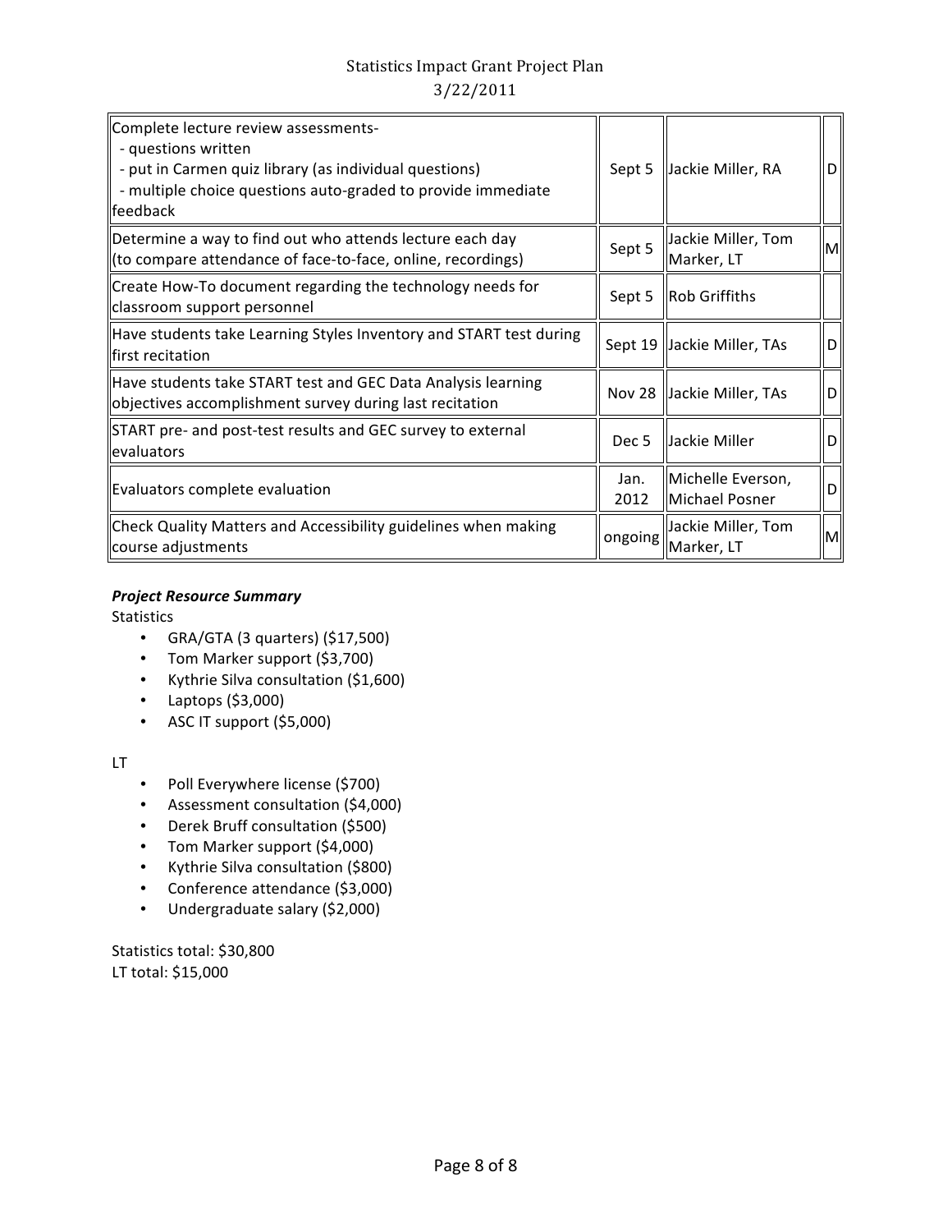| | | | |
|---|---|---|---|
| Complete lecture review assessments-<br>- questions written<br>- put in Carmen quiz library (as individual questions)<br>- multiple choice questions auto-graded to provide immediate feedback | Sept 5 | Jackie Miller, RA | D |
| Determine a way to find out who attends lecture each day (to compare attendance of face-to-face, online, recordings) | Sept 5 | Jackie Miller, Tom Marker, LT | M |
| Create How-To document regarding the technology needs for classroom support personnel | Sept 5 | Rob Griffiths | |
| Have students take Learning Styles Inventory and START test during first recitation | Sept 19 | Jackie Miller, TAs | D |
| Have students take START test and GEC Data Analysis learning objectives accomplishment survey during last recitation | Nov 28 | Jackie Miller, TAs | D |
| START pre- and post-test results and GEC survey to external evaluators | Dec 5 | Jackie Miller | D |
| Evaluators complete evaluation | Jan. 2012 | Michelle Everson, Michael Posner | D |
| Check Quality Matters and Accessibility guidelines when making course adjustments | ongoing | Jackie Miller, Tom Marker, LT | M |

***Project Resource Summary***

Statistics

- GRA/GTA (3 quarters) ($17,500)
- Tom Marker support ($3,700)
- Kythrie Silva consultation ($1,600)
- Laptops ($3,000)
- ASC IT support ($5,000)

LT

- Poll Everywhere license ($700)
- Assessment consultation ($4,000)
- Derek Bruff consultation ($500)
- Tom Marker support ($4,000)
- Kythrie Silva consultation ($800)
- Conference attendance ($3,000)
- Undergraduate salary ($2,000)

Statistics total: $30,800
LT total: $15,000